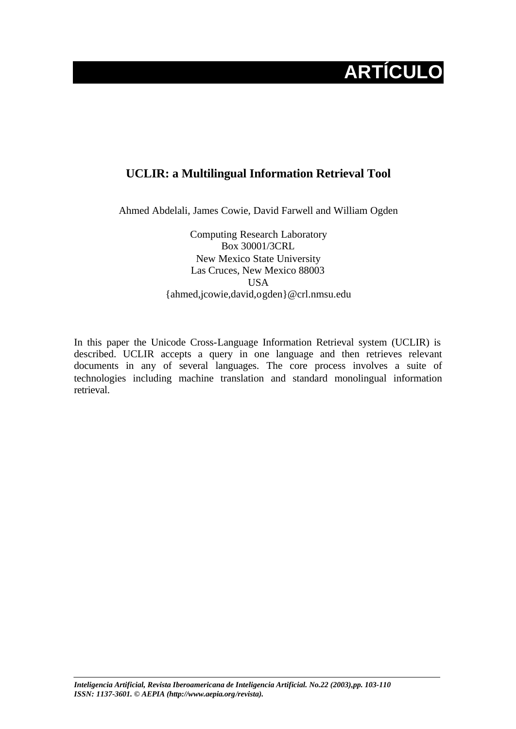**ARTÍCULO**

# UCLIR: a Multilingual Information Retrieval Tool

Ahmed Abdelali, James Cowie, David Farwell and William Ogden

Computing Research Laboratory
Box 30001/3CRL
New Mexico State University
Las Cruces, New Mexico 88003
USA
{ahmed,jcowie,david,ogden}@crl.nmsu.edu

In this paper the Unicode Cross-Language Information Retrieval system (UCLIR) is described. UCLIR accepts a query in one language and then retrieves relevant documents in any of several languages. The core process involves a suite of technologies including machine translation and standard monolingual information retrieval.

*Inteligencia Artificial, Revista Iberoamericana de Inteligencia Artificial. No.22 (2003),pp. 103-110*
*ISSN: 1137-3601. © AEPIA (http://www.aepia.org/revista).*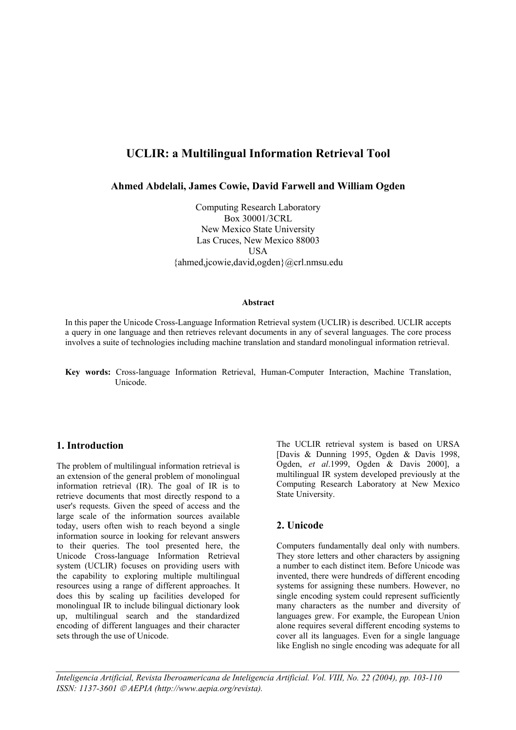# UCLIR: a Multilingual Information Retrieval Tool

**Ahmed Abdelali, James Cowie, David Farwell and William Ogden**

Computing Research Laboratory  
Box 30001/3CRL  
New Mexico State University  
Las Cruces, New Mexico 88003  
USA  
{ahmed,jcowie,david,ogden}@crl.nmsu.edu

**Abstract**

In this paper the Unicode Cross-Language Information Retrieval system (UCLIR) is described. UCLIR accepts a query in one language and then retrieves relevant documents in any of several languages. The core process involves a suite of technologies including machine translation and standard monolingual information retrieval.

**Key words:** Cross-language Information Retrieval, Human-Computer Interaction, Machine Translation, Unicode.

## 1. Introduction

The problem of multilingual information retrieval is an extension of the general problem of monolingual information retrieval (IR). The goal of IR is to retrieve documents that most directly respond to a user's requests. Given the speed of access and the large scale of the information sources available today, users often wish to reach beyond a single information source in looking for relevant answers to their queries. The tool presented here, the Unicode Cross-language Information Retrieval system (UCLIR) focuses on providing users with the capability to exploring multiple multilingual resources using a range of different approaches. It does this by scaling up facilities developed for monolingual IR to include bilingual dictionary look up, multilingual search and the standardized encoding of different languages and their character sets through the use of Unicode.

The UCLIR retrieval system is based on URSA [Davis & Dunning 1995, Ogden & Davis 1998, Ogden, *et al*.1999, Ogden & Davis 2000], a multilingual IR system developed previously at the Computing Research Laboratory at New Mexico State University.

## 2. Unicode

Computers fundamentally deal only with numbers. They store letters and other characters by assigning a number to each distinct item. Before Unicode was invented, there were hundreds of different encoding systems for assigning these numbers. However, no single encoding system could represent sufficiently many characters as the number and diversity of languages grew. For example, the European Union alone requires several different encoding systems to cover all its languages. Even for a single language like English no single encoding was adequate for all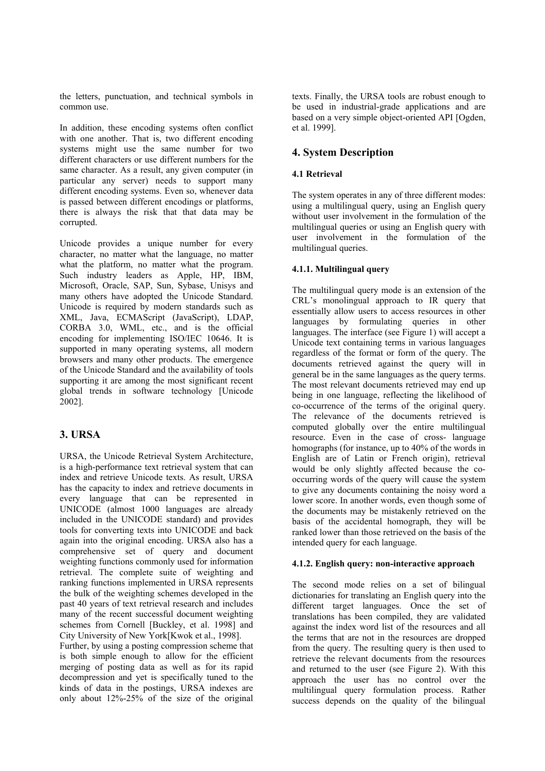the letters, punctuation, and technical symbols in common use.

In addition, these encoding systems often conflict with one another. That is, two different encoding systems might use the same number for two different characters or use different numbers for the same character. As a result, any given computer (in particular any server) needs to support many different encoding systems. Even so, whenever data is passed between different encodings or platforms, there is always the risk that that data may be corrupted.

Unicode provides a unique number for every character, no matter what the language, no matter what the platform, no matter what the program. Such industry leaders as Apple, HP, IBM, Microsoft, Oracle, SAP, Sun, Sybase, Unisys and many others have adopted the Unicode Standard. Unicode is required by modern standards such as XML, Java, ECMAScript (JavaScript), LDAP, CORBA 3.0, WML, etc., and is the official encoding for implementing ISO/IEC 10646. It is supported in many operating systems, all modern browsers and many other products. The emergence of the Unicode Standard and the availability of tools supporting it are among the most significant recent global trends in software technology [Unicode 2002].

## 3. URSA

URSA, the Unicode Retrieval System Architecture, is a high-performance text retrieval system that can index and retrieve Unicode texts. As result, URSA has the capacity to index and retrieve documents in every language that can be represented in UNICODE (almost 1000 languages are already included in the UNICODE standard) and provides tools for converting texts into UNICODE and back again into the original encoding. URSA also has a comprehensive set of query and document weighting functions commonly used for information retrieval. The complete suite of weighting and ranking functions implemented in URSA represents the bulk of the weighting schemes developed in the past 40 years of text retrieval research and includes many of the recent successful document weighting schemes from Cornell [Buckley, et al. 1998] and City University of New York[Kwok et al., 1998].

Further, by using a posting compression scheme that is both simple enough to allow for the efficient merging of posting data as well as for its rapid decompression and yet is specifically tuned to the kinds of data in the postings, URSA indexes are only about 12%-25% of the size of the original texts. Finally, the URSA tools are robust enough to be used in industrial-grade applications and are based on a very simple object-oriented API [Ogden, et al. 1999].

## 4. System Description

### 4.1 Retrieval

The system operates in any of three different modes: using a multilingual query, using an English query without user involvement in the formulation of the multilingual queries or using an English query with user involvement in the formulation of the multilingual queries.

#### 4.1.1. Multilingual query

The multilingual query mode is an extension of the CRL's monolingual approach to IR query that essentially allow users to access resources in other languages by formulating queries in other languages. The interface (see Figure 1) will accept a Unicode text containing terms in various languages regardless of the format or form of the query. The documents retrieved against the query will in general be in the same languages as the query terms. The most relevant documents retrieved may end up being in one language, reflecting the likelihood of co-occurrence of the terms of the original query. The relevance of the documents retrieved is computed globally over the entire multilingual resource. Even in the case of cross- language homographs (for instance, up to 40% of the words in English are of Latin or French origin), retrieval would be only slightly affected because the co-occurring words of the query will cause the system to give any documents containing the noisy word a lower score. In another words, even though some of the documents may be mistakenly retrieved on the basis of the accidental homograph, they will be ranked lower than those retrieved on the basis of the intended query for each language.

#### 4.1.2. English query: non-interactive approach

The second mode relies on a set of bilingual dictionaries for translating an English query into the different target languages. Once the set of translations has been compiled, they are validated against the index word list of the resources and all the terms that are not in the resources are dropped from the query. The resulting query is then used to retrieve the relevant documents from the resources and returned to the user (see Figure 2). With this approach the user has no control over the multilingual query formulation process. Rather success depends on the quality of the bilingual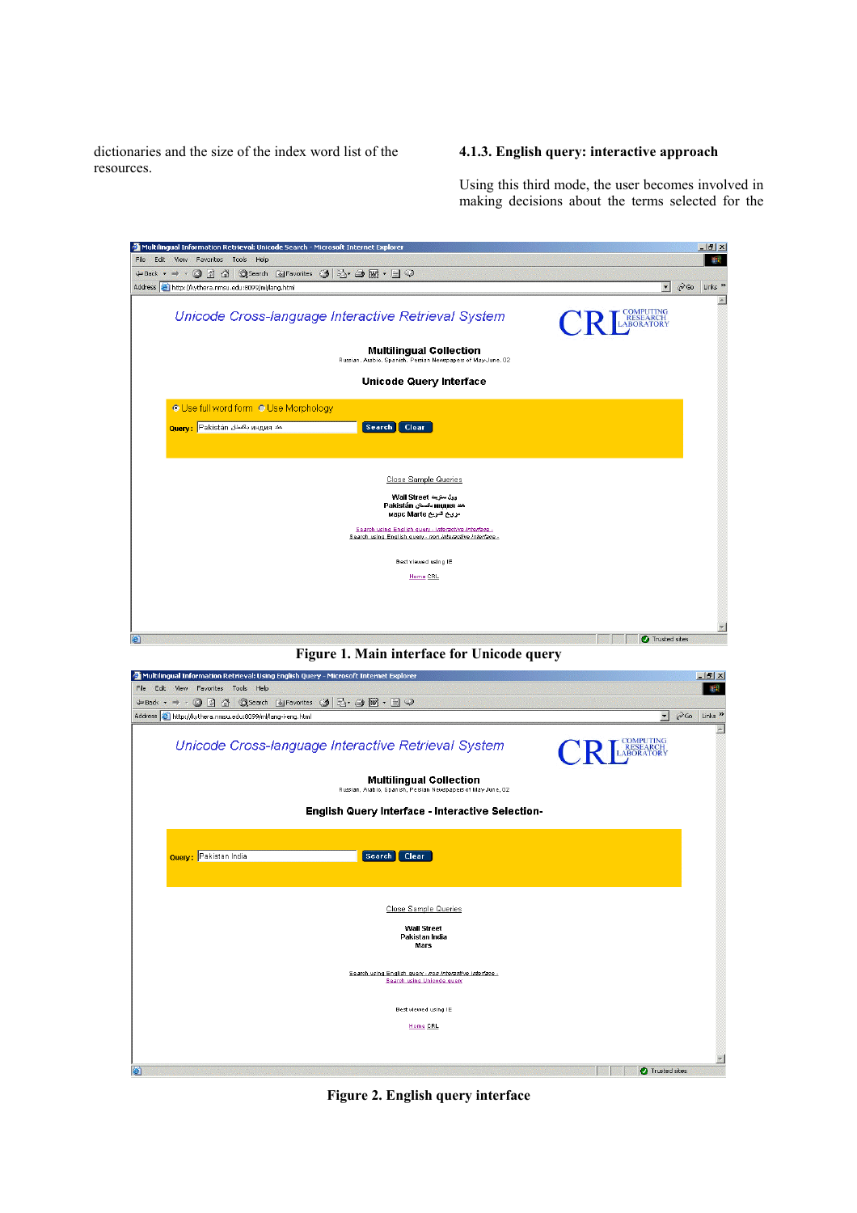dictionaries and the size of the index word list of the resources.

### 4.1.3. English query: interactive approach

Using this third mode, the user becomes involved in making decisions about the terms selected for the

**Figure 1. Main interface for Unicode query**

**Figure 2. English query interface**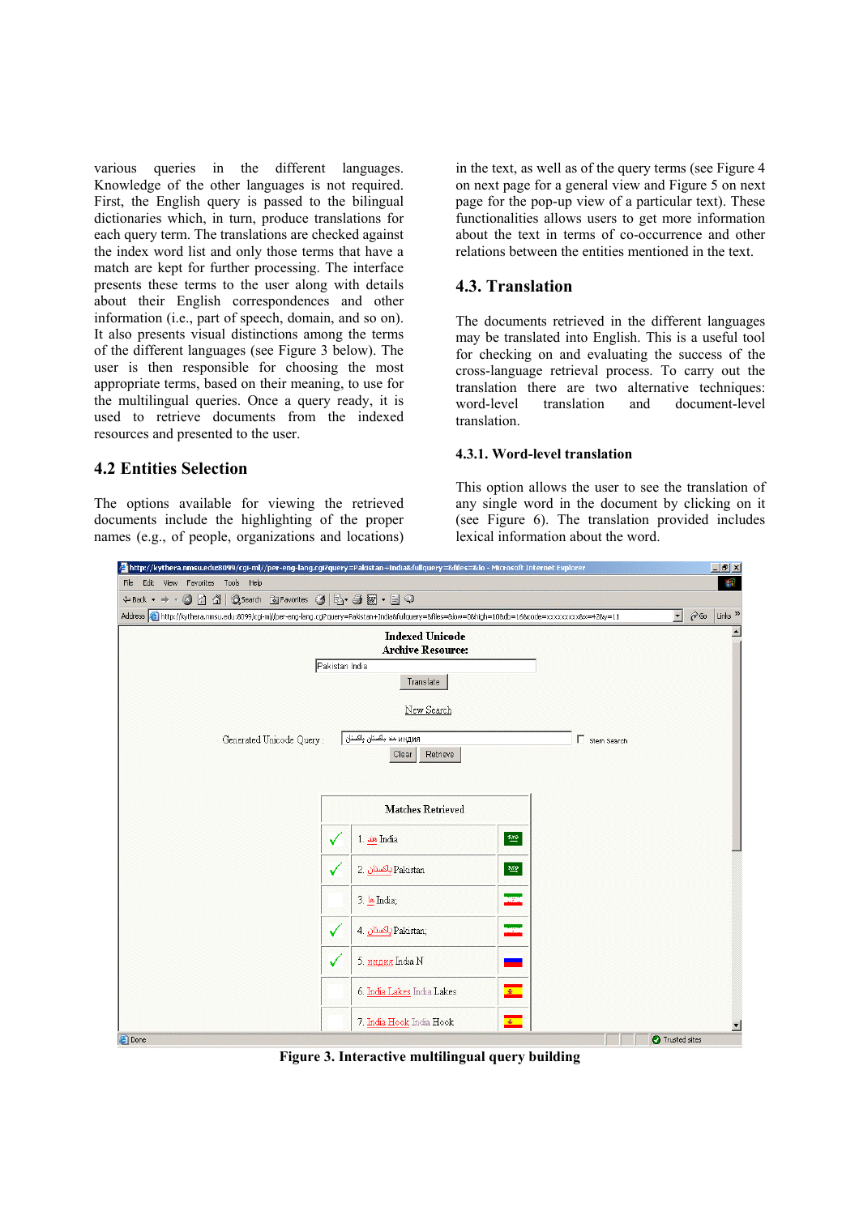various queries in the different languages. Knowledge of the other languages is not required. First, the English query is passed to the bilingual dictionaries which, in turn, produce translations for each query term. The translations are checked against the index word list and only those terms that have a match are kept for further processing. The interface presents these terms to the user along with details about their English correspondences and other information (i.e., part of speech, domain, and so on). It also presents visual distinctions among the terms of the different languages (see Figure 3 below). The user is then responsible for choosing the most appropriate terms, based on their meaning, to use for the multilingual queries. Once a query ready, it is used to retrieve documents from the indexed resources and presented to the user.

## 4.2 Entities Selection

The options available for viewing the retrieved documents include the highlighting of the proper names (e.g., of people, organizations and locations) in the text, as well as of the query terms (see Figure 4 on next page for a general view and Figure 5 on next page for the pop-up view of a particular text). These functionalities allows users to get more information about the text in terms of co-occurrence and other relations between the entities mentioned in the text.

## 4.3. Translation

The documents retrieved in the different languages may be translated into English. This is a useful tool for checking on and evaluating the success of the cross-language retrieval process. To carry out the translation there are two alternative techniques: word-level translation and document-level translation.

### 4.3.1. Word-level translation

This option allows the user to see the translation of any single word in the document by clicking on it (see Figure 6). The translation provided includes lexical information about the word.

**Figure 3. Interactive multilingual query building**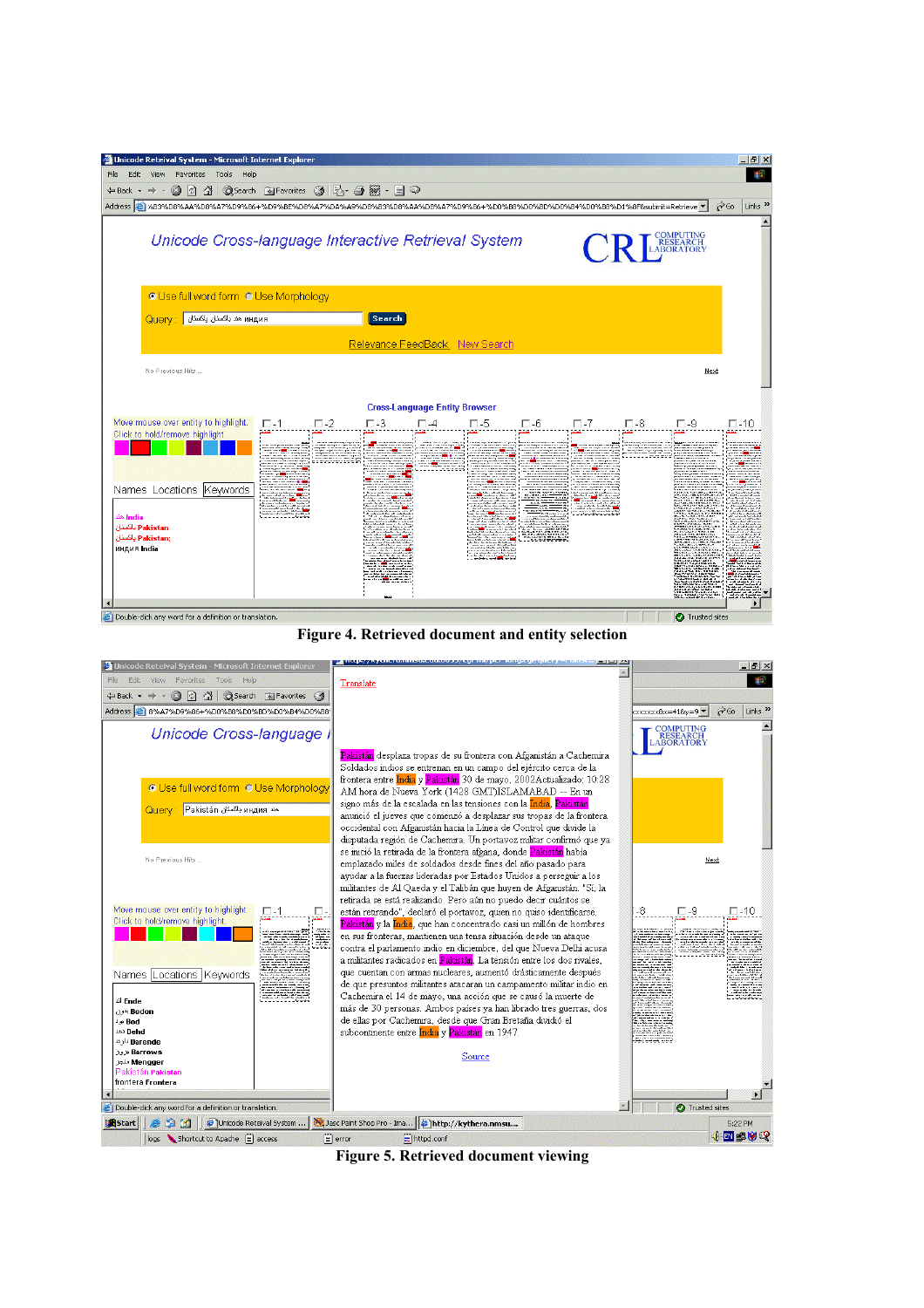Figure 4. Retrieved document and entity selection

Figure 5. Retrieved document viewing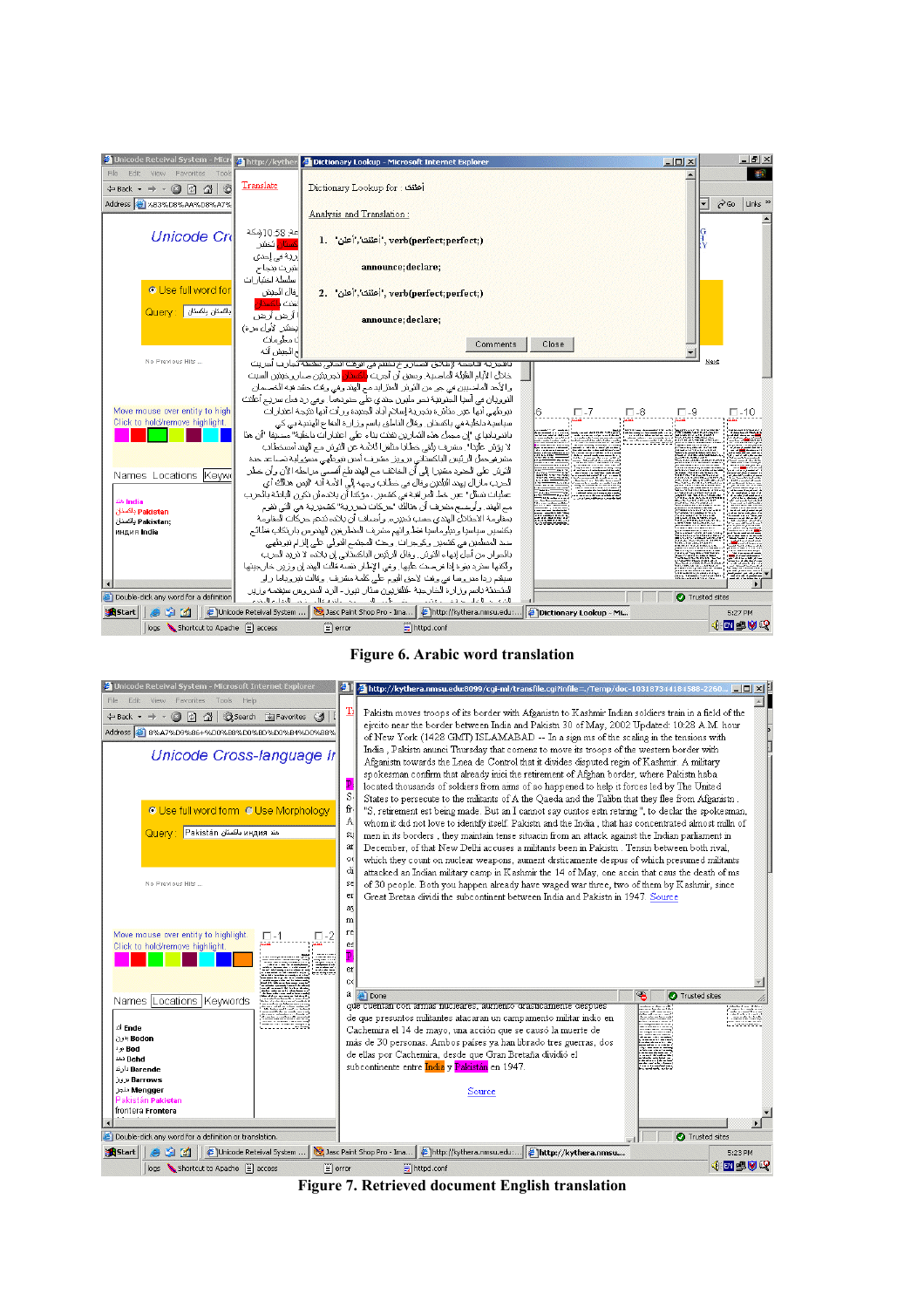Figure 6. Arabic word translation

Figure 7. Retrieved document English translation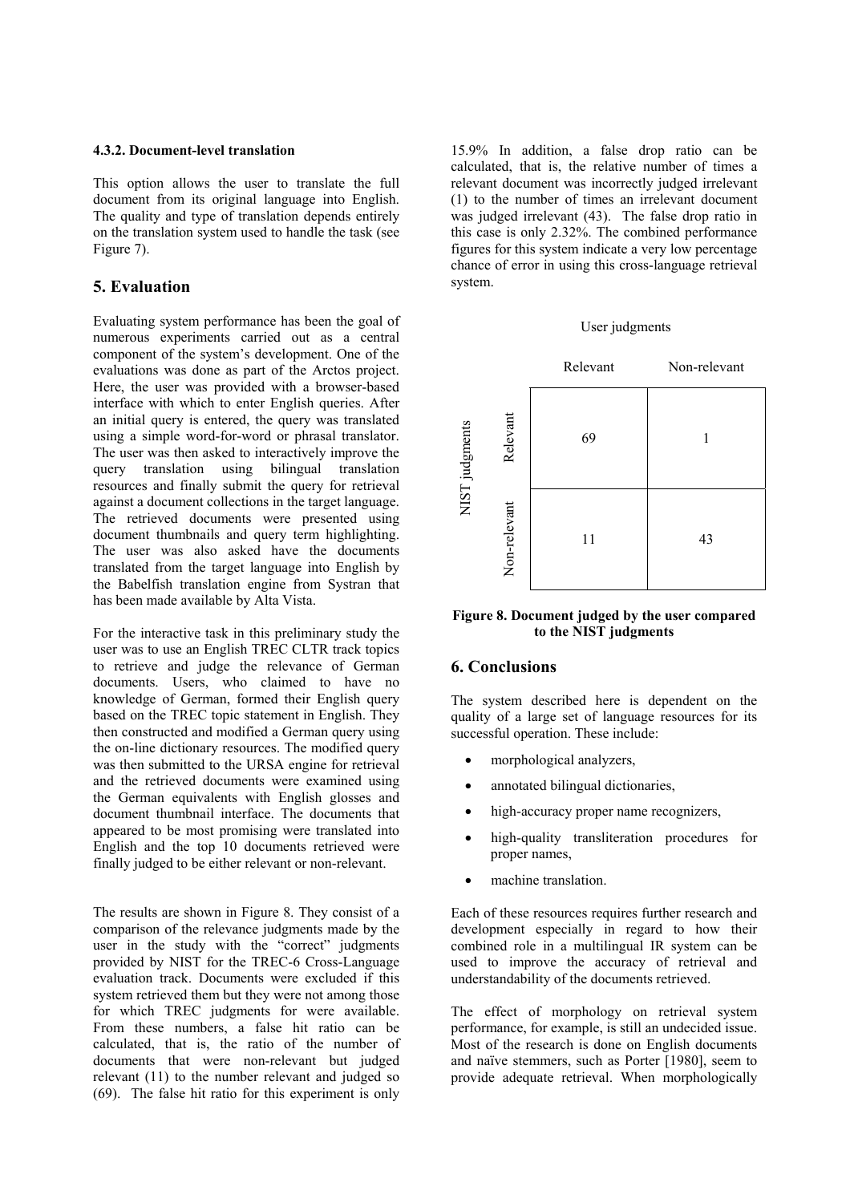#### 4.3.2. Document-level translation

This option allows the user to translate the full document from its original language into English. The quality and type of translation depends entirely on the translation system used to handle the task (see Figure 7).

## 5. Evaluation

Evaluating system performance has been the goal of numerous experiments carried out as a central component of the system's development. One of the evaluations was done as part of the Arctos project. Here, the user was provided with a browser-based interface with which to enter English queries. After an initial query is entered, the query was translated using a simple word-for-word or phrasal translator. The user was then asked to interactively improve the query translation using bilingual translation resources and finally submit the query for retrieval against a document collections in the target language. The retrieved documents were presented using document thumbnails and query term highlighting. The user was also asked have the documents translated from the target language into English by the Babelfish translation engine from Systran that has been made available by Alta Vista.

For the interactive task in this preliminary study the user was to use an English TREC CLTR track topics to retrieve and judge the relevance of German documents. Users, who claimed to have no knowledge of German, formed their English query based on the TREC topic statement in English. They then constructed and modified a German query using the on-line dictionary resources. The modified query was then submitted to the URSA engine for retrieval and the retrieved documents were examined using the German equivalents with English glosses and document thumbnail interface. The documents that appeared to be most promising were translated into English and the top 10 documents retrieved were finally judged to be either relevant or non-relevant.

The results are shown in Figure 8. They consist of a comparison of the relevance judgments made by the user in the study with the "correct" judgments provided by NIST for the TREC-6 Cross-Language evaluation track. Documents were excluded if this system retrieved them but they were not among those for which TREC judgments for were available. From these numbers, a false hit ratio can be calculated, that is, the ratio of the number of documents that were non-relevant but judged relevant (11) to the number relevant and judged so (69). The false hit ratio for this experiment is only 15.9% In addition, a false drop ratio can be calculated, that is, the relative number of times a relevant document was incorrectly judged irrelevant (1) to the number of times an irrelevant document was judged irrelevant (43). The false drop ratio in this case is only 2.32%. The combined performance figures for this system indicate a very low percentage chance of error in using this cross-language retrieval system.

| | | User judgments | |
|---|---|---|---|
| | | Relevant | Non-relevant |
| NIST judgments | Relevant | 69 | 1 |
| | Non-relevant | 11 | 43 |

**Figure 8. Document judged by the user compared to the NIST judgments**

## 6. Conclusions

The system described here is dependent on the quality of a large set of language resources for its successful operation. These include:

- morphological analyzers,
- annotated bilingual dictionaries,
- high-accuracy proper name recognizers,
- high-quality transliteration procedures for proper names,
- machine translation.

Each of these resources requires further research and development especially in regard to how their combined role in a multilingual IR system can be used to improve the accuracy of retrieval and understandability of the documents retrieved.

The effect of morphology on retrieval system performance, for example, is still an undecided issue. Most of the research is done on English documents and naïve stemmers, such as Porter [1980], seem to provide adequate retrieval. When morphologically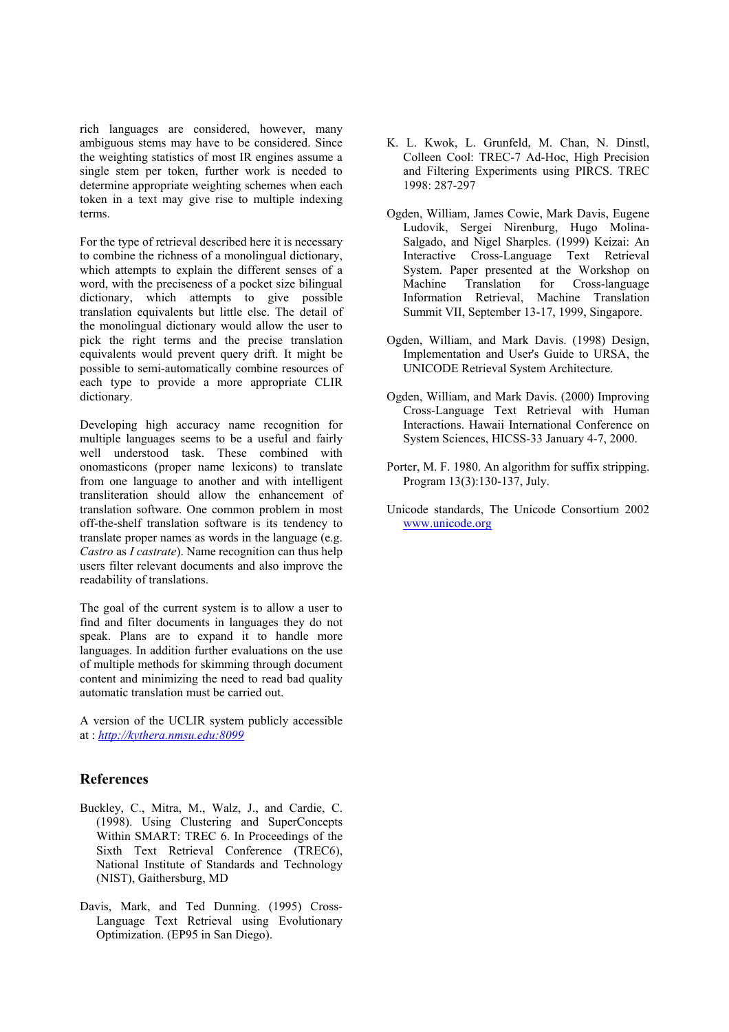rich languages are considered, however, many ambiguous stems may have to be considered. Since the weighting statistics of most IR engines assume a single stem per token, further work is needed to determine appropriate weighting schemes when each token in a text may give rise to multiple indexing terms.

For the type of retrieval described here it is necessary to combine the richness of a monolingual dictionary, which attempts to explain the different senses of a word, with the preciseness of a pocket size bilingual dictionary, which attempts to give possible translation equivalents but little else. The detail of the monolingual dictionary would allow the user to pick the right terms and the precise translation equivalents would prevent query drift. It might be possible to semi-automatically combine resources of each type to provide a more appropriate CLIR dictionary.

Developing high accuracy name recognition for multiple languages seems to be a useful and fairly well understood task. These combined with onomasticons (proper name lexicons) to translate from one language to another and with intelligent transliteration should allow the enhancement of translation software. One common problem in most off-the-shelf translation software is its tendency to translate proper names as words in the language (e.g. *Castro* as *I castrate*). Name recognition can thus help users filter relevant documents and also improve the readability of translations.

The goal of the current system is to allow a user to find and filter documents in languages they do not speak. Plans are to expand it to handle more languages. In addition further evaluations on the use of multiple methods for skimming through document content and minimizing the need to read bad quality automatic translation must be carried out.

A version of the UCLIR system publicly accessible at : *http://kythera.nmsu.edu:8099*

## References

Buckley, C., Mitra, M., Walz, J., and Cardie, C. (1998). Using Clustering and SuperConcepts Within SMART: TREC 6. In Proceedings of the Sixth Text Retrieval Conference (TREC6), National Institute of Standards and Technology (NIST), Gaithersburg, MD

Davis, Mark, and Ted Dunning. (1995) Cross-Language Text Retrieval using Evolutionary Optimization. (EP95 in San Diego).

K. L. Kwok, L. Grunfeld, M. Chan, N. Dinstl, Colleen Cool: TREC-7 Ad-Hoc, High Precision and Filtering Experiments using PIRCS. TREC 1998: 287-297

Ogden, William, James Cowie, Mark Davis, Eugene Ludovik, Sergei Nirenburg, Hugo Molina-Salgado, and Nigel Sharples. (1999) Keizai: An Interactive Cross-Language Text Retrieval System. Paper presented at the Workshop on Machine Translation for Cross-language Information Retrieval, Machine Translation Summit VII, September 13-17, 1999, Singapore.

Ogden, William, and Mark Davis. (1998) Design, Implementation and User's Guide to URSA, the UNICODE Retrieval System Architecture.

Ogden, William, and Mark Davis. (2000) Improving Cross-Language Text Retrieval with Human Interactions. Hawaii International Conference on System Sciences, HICSS-33 January 4-7, 2000.

Porter, M. F. 1980. An algorithm for suffix stripping. Program 13(3):130-137, July.

Unicode standards, The Unicode Consortium 2002 www.unicode.org